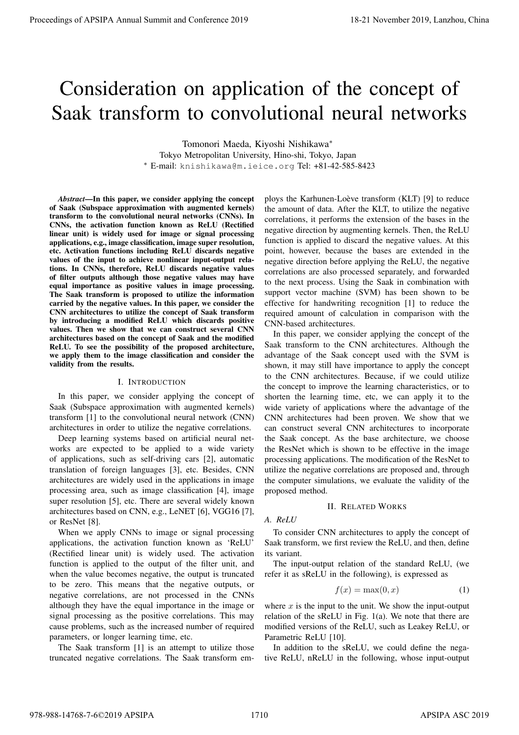# Consideration on application of the concept of Saak transform to convolutional neural networks

Tomonori Maeda, Kiyoshi Nishikawa*

Tokyo Metropolitan University, Hino-shi, Tokyo, Japan

* E-mail: knishikawa@m.ieice.org Tel: +81-42-585-8423

***Abstract*—In this paper, we consider applying the concept of Saak (Subspace approximation with augmented kernels) transform to the convolutional neural networks (CNNs). In CNNs, the activation function known as ReLU (Rectified linear unit) is widely used for image or signal processing applications, e.g., image classification, image super resolution, etc. Activation functions including ReLU discards negative values of the input to achieve nonlinear input-output relations. In CNNs, therefore, ReLU discards negative values of filter outputs although those negative values may have equal importance as positive values in image processing. The Saak transform is proposed to utilize the information carried by the negative values. In this paper, we consider the CNN architectures to utilize the concept of Saak transform by introducing a modified ReLU which discards positive values. Then we show that we can construct several CNN architectures based on the concept of Saak and the modified ReLU. To see the possibility of the proposed architecture, we apply them to the image classification and consider the validity from the results.**

## I. Introduction

In this paper, we consider applying the concept of Saak (Subspace approximation with augmented kernels) transform [1] to the convolutional neural network (CNN) architectures in order to utilize the negative correlations.

Deep learning systems based on artificial neural networks are expected to be applied to a wide variety of applications, such as self-driving cars [2], automatic translation of foreign languages [3], etc. Besides, CNN architectures are widely used in the applications in image processing area, such as image classification [4], image super resolution [5], etc. There are several widely known architectures based on CNN, e.g., LeNET [6], VGG16 [7], or ResNet [8].

When we apply CNNs to image or signal processing applications, the activation function known as 'ReLU' (Rectified linear unit) is widely used. The activation function is applied to the output of the filter unit, and when the value becomes negative, the output is truncated to be zero. This means that the negative outputs, or negative correlations, are not processed in the CNNs although they have the equal importance in the image or signal processing as the positive correlations. This may cause problems, such as the increased number of required parameters, or longer learning time, etc.

The Saak transform [1] is an attempt to utilize those truncated negative correlations. The Saak transform employs the Karhunen-Loève transform (KLT) [9] to reduce the amount of data. After the KLT, to utilize the negative correlations, it performs the extension of the bases in the negative direction by augmenting kernels. Then, the ReLU function is applied to discard the negative values. At this point, however, because the bases are extended in the negative direction before applying the ReLU, the negative correlations are also processed separately, and forwarded to the next process. Using the Saak in combination with support vector machine (SVM) has been shown to be effective for handwriting recognition [1] to reduce the required amount of calculation in comparison with the CNN-based architectures.

In this paper, we consider applying the concept of the Saak transform to the CNN architectures. Although the advantage of the Saak concept used with the SVM is shown, it may still have importance to apply the concept to the CNN architectures. Because, if we could utilize the concept to improve the learning characteristics, or to shorten the learning time, etc, we can apply it to the wide variety of applications where the advantage of the CNN architectures had been proven. We show that we can construct several CNN architectures to incorporate the Saak concept. As the base architecture, we choose the ResNet which is shown to be effective in the image processing applications. The modification of the ResNet to utilize the negative correlations are proposed and, through the computer simulations, we evaluate the validity of the proposed method.

## II. Related Works

### A. ReLU

To consider CNN architectures to apply the concept of Saak transform, we first review the ReLU, and then, define its variant.

The input-output relation of the standard ReLU, (we refer it as sReLU in the following), is expressed as

$$f(x) = \max(0, x) \tag{1}$$

where $x$ is the input to the unit. We show the input-output relation of the sReLU in Fig. 1(a). We note that there are modified versions of the ReLU, such as Leakey ReLU, or Parametric ReLU [10].

In addition to the sReLU, we could define the negative ReLU, nReLU in the following, whose input-output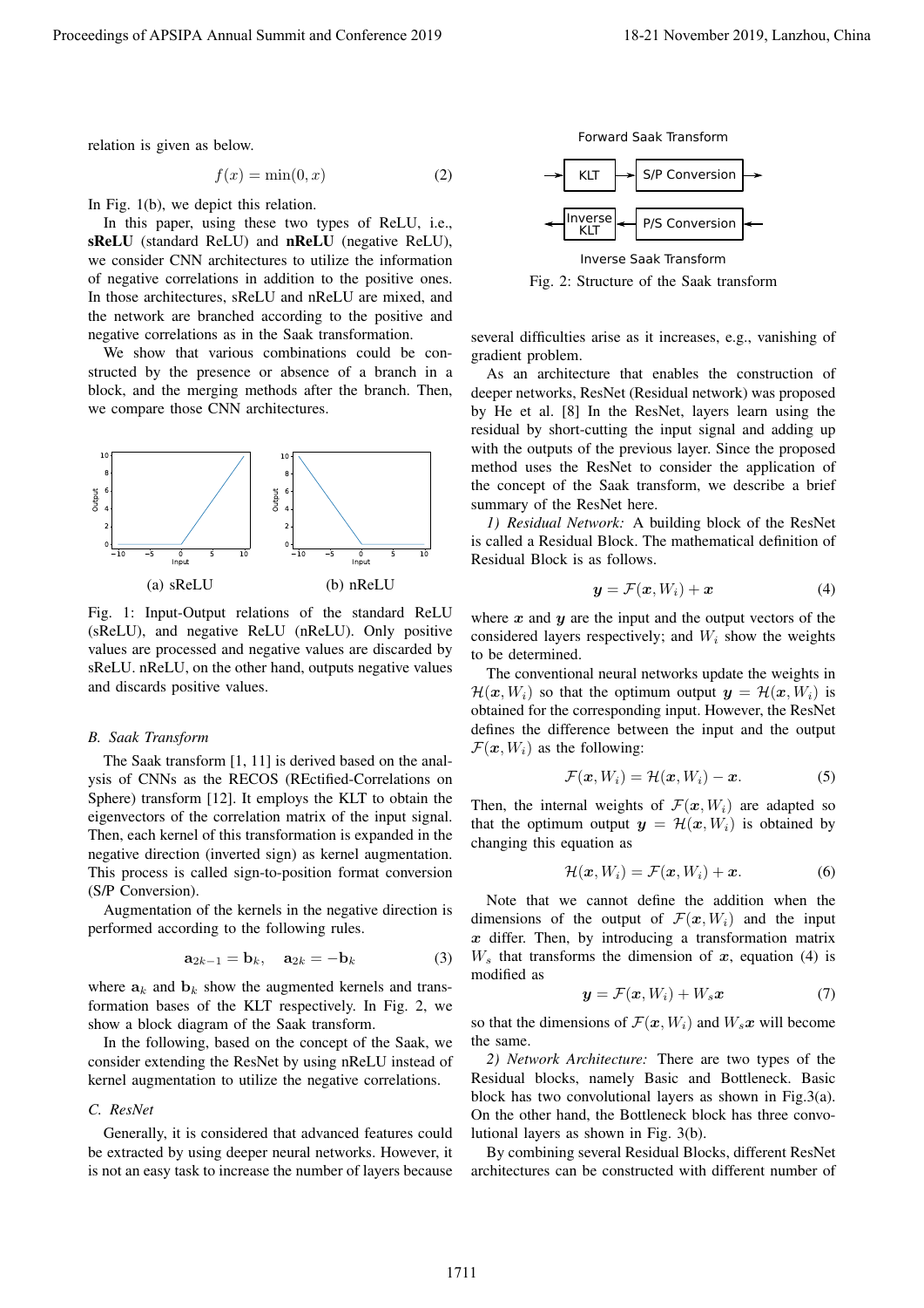relation is given as below.

$$f(x) = \min(0, x) \tag{2}$$

In Fig. 1(b), we depict this relation.

In this paper, using these two types of ReLU, i.e., **sReLU** (standard ReLU) and **nReLU** (negative ReLU), we consider CNN architectures to utilize the information of negative correlations in addition to the positive ones. In those architectures, sReLU and nReLU are mixed, and the network are branched according to the positive and negative correlations as in the Saak transformation.

We show that various combinations could be constructed by the presence or absence of a branch in a block, and the merging methods after the branch. Then, we compare those CNN architectures.

(a) sReLU (b) nReLU

Fig. 1: Input-Output relations of the standard ReLU (sReLU), and negative ReLU (nReLU). Only positive values are processed and negative values are discarded by sReLU. nReLU, on the other hand, outputs negative values and discards positive values.

### B. Saak Transform

The Saak transform [1, 11] is derived based on the analysis of CNNs as the RECOS (REctified-Correlations on Sphere) transform [12]. It employs the KLT to obtain the eigenvectors of the correlation matrix of the input signal. Then, each kernel of this transformation is expanded in the negative direction (inverted sign) as kernel augmentation. This process is called sign-to-position format conversion (S/P Conversion).

Augmentation of the kernels in the negative direction is performed according to the following rules.

$$\mathbf{a}_{2k-1} = \mathbf{b}_k, \quad \mathbf{a}_{2k} = -\mathbf{b}_k \tag{3}$$

where $\mathbf{a}_k$ and $\mathbf{b}_k$ show the augmented kernels and transformation bases of the KLT respectively. In Fig. 2, we show a block diagram of the Saak transform.

In the following, based on the concept of the Saak, we consider extending the ResNet by using nReLU instead of kernel augmentation to utilize the negative correlations.

### C. ResNet

Generally, it is considered that advanced features could be extracted by using deeper neural networks. However, it is not an easy task to increase the number of layers because several difficulties arise as it increases, e.g., vanishing of gradient problem.

Forward Saak Transform: KLT → S/P Conversion

Inverse Saak Transform: Inverse KLT ← P/S Conversion

Fig. 2: Structure of the Saak transform

As an architecture that enables the construction of deeper networks, ResNet (Residual network) was proposed by He et al. [8] In the ResNet, layers learn using the residual by short-cutting the input signal and adding up with the outputs of the previous layer. Since the proposed method uses the ResNet to consider the application of the concept of the Saak transform, we describe a brief summary of the ResNet here.

*1) Residual Network:* A building block of the ResNet is called a Residual Block. The mathematical definition of Residual Block is as follows.

$$\boldsymbol{y} = \mathcal{F}(\boldsymbol{x}, W_i) + \boldsymbol{x} \tag{4}$$

where $\boldsymbol{x}$ and $\boldsymbol{y}$ are the input and the output vectors of the considered layers respectively; and $W_i$ show the weights to be determined.

The conventional neural networks update the weights in $\mathcal{H}(\boldsymbol{x}, W_i)$ so that the optimum output $\boldsymbol{y} = \mathcal{H}(\boldsymbol{x}, W_i)$ is obtained for the corresponding input. However, the ResNet defines the difference between the input and the output $\mathcal{F}(\boldsymbol{x}, W_i)$ as the following:

$$\mathcal{F}(\boldsymbol{x}, W_i) = \mathcal{H}(\boldsymbol{x}, W_i) - \boldsymbol{x}. \tag{5}$$

Then, the internal weights of $\mathcal{F}(\boldsymbol{x}, W_i)$ are adapted so that the optimum output $\boldsymbol{y} = \mathcal{H}(\boldsymbol{x}, W_i)$ is obtained by changing this equation as

$$\mathcal{H}(\boldsymbol{x}, W_i) = \mathcal{F}(\boldsymbol{x}, W_i) + \boldsymbol{x}. \tag{6}$$

Note that we cannot define the addition when the dimensions of the output of $\mathcal{F}(\boldsymbol{x}, W_i)$ and the input $\boldsymbol{x}$ differ. Then, by introducing a transformation matrix $W_s$ that transforms the dimension of $\boldsymbol{x}$, equation (4) is modified as

$$\boldsymbol{y} = \mathcal{F}(\boldsymbol{x}, W_i) + W_s\boldsymbol{x} \tag{7}$$

so that the dimensions of $\mathcal{F}(\boldsymbol{x}, W_i)$ and $W_s\boldsymbol{x}$ will become the same.

*2) Network Architecture:* There are two types of the Residual blocks, namely Basic and Bottleneck. Basic block has two convolutional layers as shown in Fig.3(a). On the other hand, the Bottleneck block has three convolutional layers as shown in Fig. 3(b).

By combining several Residual Blocks, different ResNet architectures can be constructed with different number of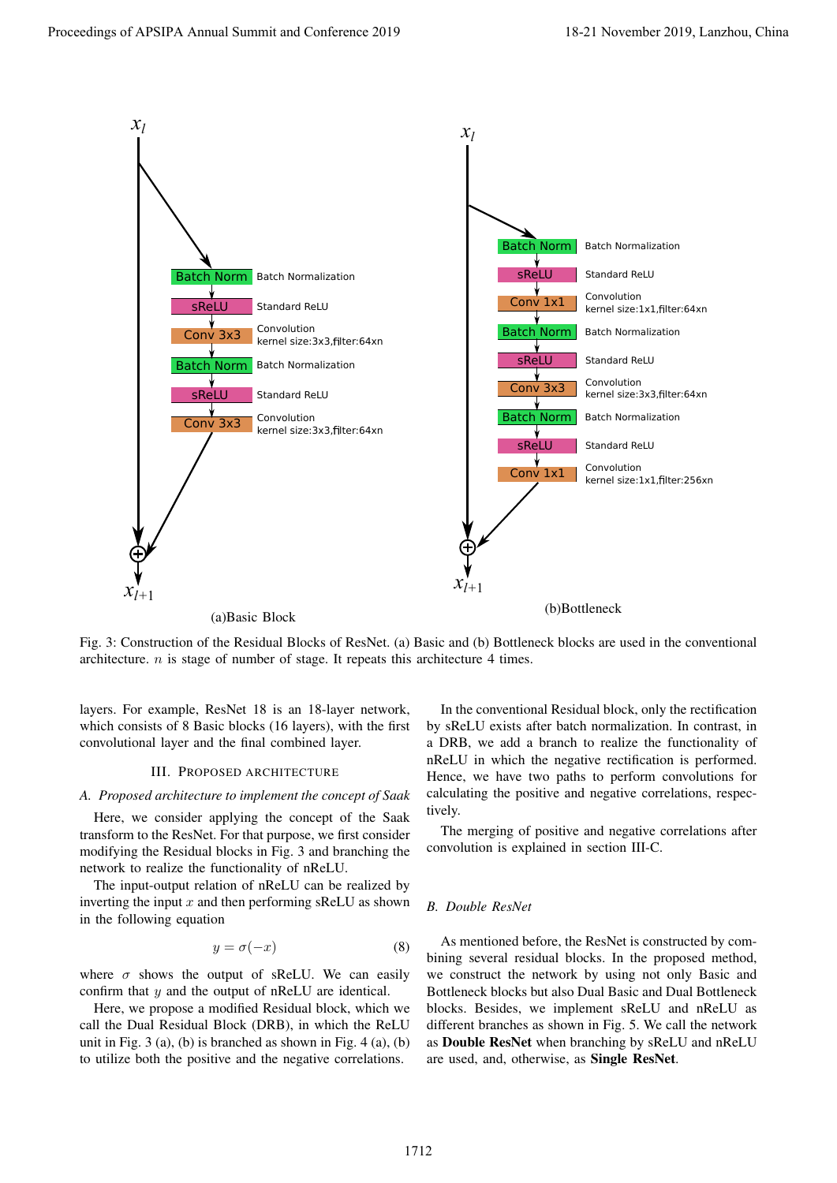Fig. 3: Construction of the Residual Blocks of ResNet. (a) Basic and (b) Bottleneck blocks are used in the conventional architecture. $n$ is stage of number of stage. It repeats this architecture 4 times.

layers. For example, ResNet 18 is an 18-layer network, which consists of 8 Basic blocks (16 layers), with the first convolutional layer and the final combined layer.

## III. Proposed Architecture

### A. Proposed architecture to implement the concept of Saak

Here, we consider applying the concept of the Saak transform to the ResNet. For that purpose, we first consider modifying the Residual blocks in Fig. 3 and branching the network to realize the functionality of nReLU.

The input-output relation of nReLU can be realized by inverting the input $x$ and then performing sReLU as shown in the following equation

$$y = \sigma(-x) \tag{8}$$

where $\sigma$ shows the output of sReLU. We can easily confirm that $y$ and the output of nReLU are identical.

Here, we propose a modified Residual block, which we call the Dual Residual Block (DRB), in which the ReLU unit in Fig. 3 (a), (b) is branched as shown in Fig. 4 (a), (b) to utilize both the positive and the negative correlations.

In the conventional Residual block, only the rectification by sReLU exists after batch normalization. In contrast, in a DRB, we add a branch to realize the functionality of nReLU in which the negative rectification is performed. Hence, we have two paths to perform convolutions for calculating the positive and negative correlations, respectively.

The merging of positive and negative correlations after convolution is explained in section III-C.

### B. Double ResNet

As mentioned before, the ResNet is constructed by combining several residual blocks. In the proposed method, we construct the network by using not only Basic and Bottleneck blocks but also Dual Basic and Dual Bottleneck blocks. Besides, we implement sReLU and nReLU as different branches as shown in Fig. 5. We call the network as **Double ResNet** when branching by sReLU and nReLU are used, and, otherwise, as **Single ResNet**.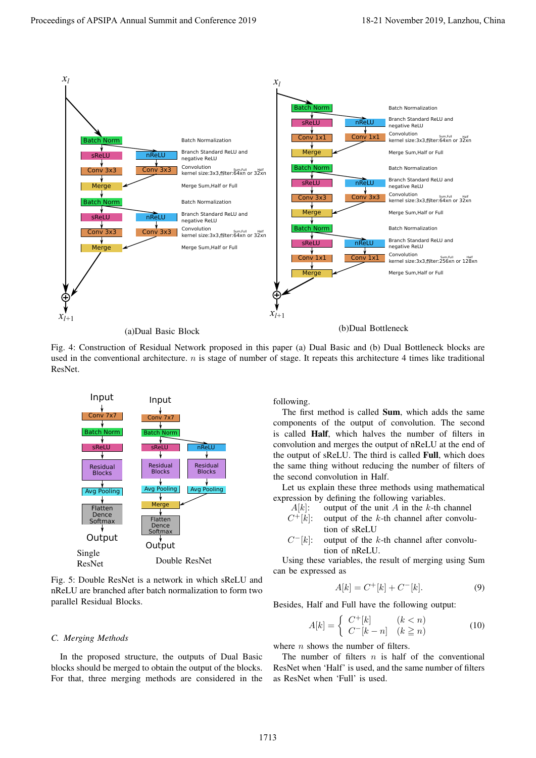Fig. 4: Construction of Residual Network proposed in this paper (a) Dual Basic and (b) Dual Bottleneck blocks are used in the conventional architecture. $n$ is stage of number of stage. It repeats this architecture 4 times like traditional ResNet.

Fig. 5: Double ResNet is a network in which sReLU and nReLU are branched after batch normalization to form two parallel Residual Blocks.

### C. Merging Methods

In the proposed structure, the outputs of Dual Basic blocks should be merged to obtain the output of the blocks. For that, three merging methods are considered in the following.

The first method is called **Sum**, which adds the same components of the output of convolution. The second is called **Half**, which halves the number of filters in convolution and merges the output of nReLU at the end of the output of sReLU. The third is called **Full**, which does the same thing without reducing the number of filters of the second convolution in Half.

Let us explain these three methods using mathematical expression by defining the following variables.

- $A[k]$: output of the unit $A$ in the $k$-th channel
- $C^+[k]$: output of the $k$-th channel after convolution of sReLU
- $C^-[k]$: output of the $k$-th channel after convolution of nReLU.

Using these variables, the result of merging using Sum can be expressed as

$$A[k] = C^+[k] + C^-[k]. \tag{9}$$

Besides, Half and Full have the following output:

$$A[k] = \begin{cases} C^+[k] & (k < n) \\ C^-[k-n] & (k \geqq n) \end{cases} \tag{10}$$

where $n$ shows the number of filters.

The number of filters $n$ is half of the conventional ResNet when 'Half' is used, and the same number of filters as ResNet when 'Full' is used.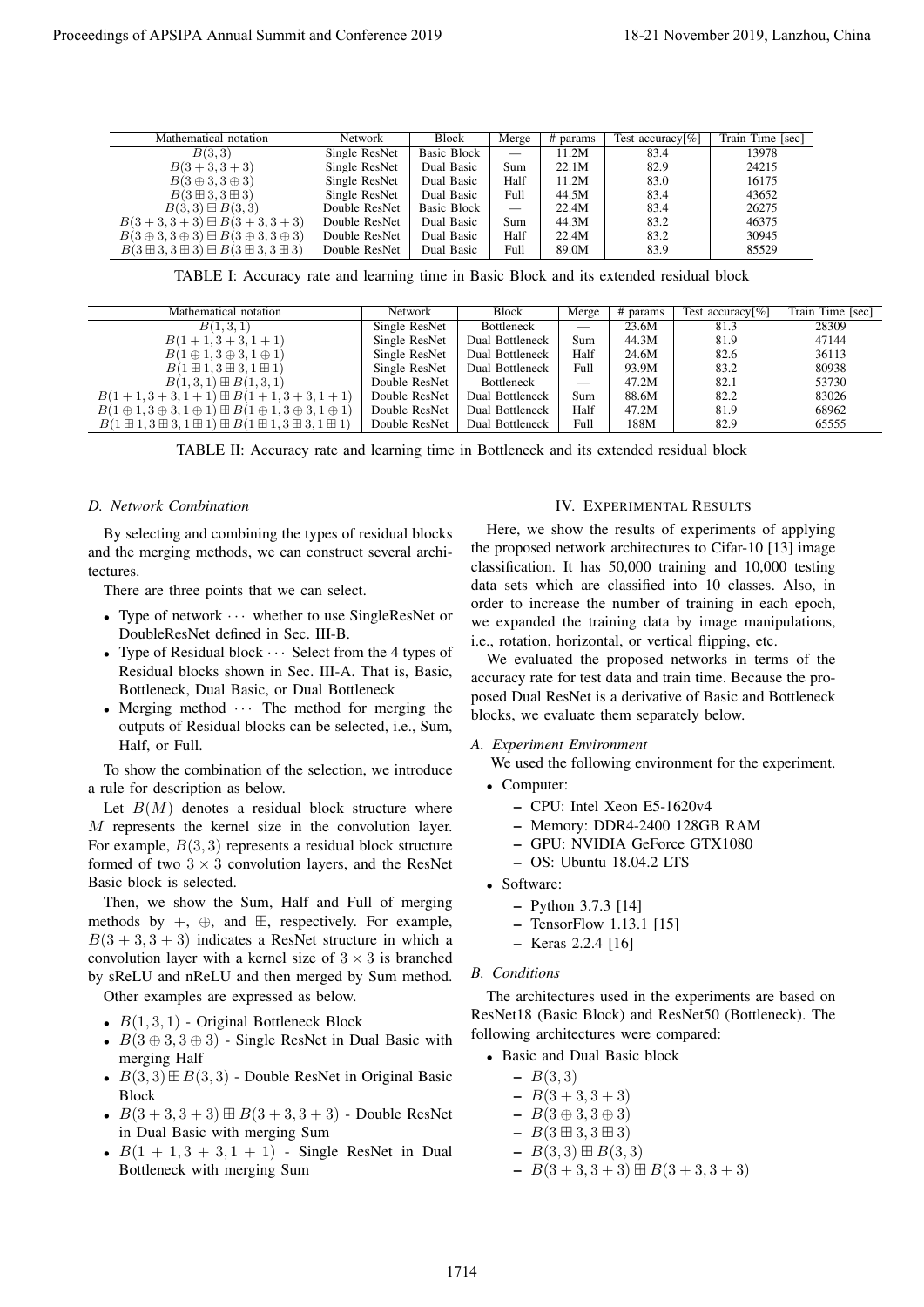| Mathematical notation | Network | Block | Merge | # params | Test accuracy[%] | Train Time [sec] |
|---|---|---|---|---|---|---|
| $B(3,3)$ | Single ResNet | Basic Block | — | 11.2M | 83.4 | 13978 |
| $B(3+3,3+3)$ | Single ResNet | Dual Basic | Sum | 22.1M | 82.9 | 24215 |
| $B(3\oplus 3,3\oplus 3)$ | Single ResNet | Dual Basic | Half | 11.2M | 83.0 | 16175 |
| $B(3\boxplus 3,3\boxplus 3)$ | Single ResNet | Dual Basic | Full | 44.5M | 83.4 | 43652 |
| $B(3,3)\boxplus B(3,3)$ | Double ResNet | Basic Block | — | 22.4M | 83.4 | 26275 |
| $B(3+3,3+3)\boxplus B(3+3,3+3)$ | Double ResNet | Dual Basic | Sum | 44.3M | 83.2 | 46375 |
| $B(3\oplus 3,3\oplus 3)\boxplus B(3\oplus 3,3\oplus 3)$ | Double ResNet | Dual Basic | Half | 22.4M | 83.2 | 30945 |
| $B(3\boxplus 3,3\boxplus 3)\boxplus B(3\boxplus 3,3\boxplus 3)$ | Double ResNet | Dual Basic | Full | 89.0M | 83.9 | 85529 |

TABLE I: Accuracy rate and learning time in Basic Block and its extended residual block

| Mathematical notation | Network | Block | Merge | # params | Test accuracy[%] | Train Time [sec] |
|---|---|---|---|---|---|---|
| $B(1,3,1)$ | Single ResNet | Bottleneck | — | 23.6M | 81.3 | 28309 |
| $B(1+1,3+3,1+1)$ | Single ResNet | Dual Bottleneck | Sum | 44.3M | 81.9 | 47144 |
| $B(1\oplus 1,3\oplus 3,1\oplus 1)$ | Single ResNet | Dual Bottleneck | Half | 24.6M | 82.6 | 36113 |
| $B(1\boxplus 1,3\boxplus 3,1\boxplus 1)$ | Single ResNet | Dual Bottleneck | Full | 93.9M | 83.2 | 80938 |
| $B(1,3,1)\boxplus B(1,3,1)$ | Double ResNet | Bottleneck | — | 47.2M | 82.1 | 53730 |
| $B(1+1,3+3,1+1)\boxplus B(1+1,3+3,1+1)$ | Double ResNet | Dual Bottleneck | Sum | 88.6M | 82.2 | 83026 |
| $B(1\oplus 1,3\oplus 3,1\oplus 1)\boxplus B(1\oplus 1,3\oplus 3,1\oplus 1)$ | Double ResNet | Dual Bottleneck | Half | 47.2M | 81.9 | 68962 |
| $B(1\boxplus 1,3\boxplus 3,1\boxplus 1)\boxplus B(1\boxplus 1,3\boxplus 3,1\boxplus 1)$ | Double ResNet | Dual Bottleneck | Full | 188M | 82.9 | 65555 |

TABLE II: Accuracy rate and learning time in Bottleneck and its extended residual block

### D. Network Combination

By selecting and combining the types of residual blocks and the merging methods, we can construct several architectures.

There are three points that we can select.

- Type of network ··· whether to use SingleResNet or DoubleResNet defined in Sec. III-B.
- Type of Residual block ··· Select from the 4 types of Residual blocks shown in Sec. III-A. That is, Basic, Bottleneck, Dual Basic, or Dual Bottleneck
- Merging method ··· The method for merging the outputs of Residual blocks can be selected, i.e., Sum, Half, or Full.

To show the combination of the selection, we introduce a rule for description as below.

Let $B(M)$ denotes a residual block structure where $M$ represents the kernel size in the convolution layer. For example, $B(3,3)$ represents a residual block structure formed of two $3\times 3$ convolution layers, and the ResNet Basic block is selected.

Then, we show the Sum, Half and Full of merging methods by $+$, $\oplus$, and $\boxplus$, respectively. For example, $B(3+3,3+3)$ indicates a ResNet structure in which a convolution layer with a kernel size of $3\times 3$ is branched by sReLU and nReLU and then merged by Sum method.

Other examples are expressed as below.

- $B(1,3,1)$ - Original Bottleneck Block
- $B(3\oplus 3,3\oplus 3)$ - Single ResNet in Dual Basic with merging Half
- $B(3,3)\boxplus B(3,3)$ - Double ResNet in Original Basic Block
- $B(3+3,3+3)\boxplus B(3+3,3+3)$ - Double ResNet in Dual Basic with merging Sum
- $B(1+1,3+3,1+1)$ - Single ResNet in Dual Bottleneck with merging Sum

## IV. Experimental Results

Here, we show the results of experiments of applying the proposed network architectures to Cifar-10 [13] image classification. It has 50,000 training and 10,000 testing data sets which are classified into 10 classes. Also, in order to increase the number of training in each epoch, we expanded the training data by image manipulations, i.e., rotation, horizontal, or vertical flipping, etc.

We evaluated the proposed networks in terms of the accuracy rate for test data and train time. Because the proposed Dual ResNet is a derivative of Basic and Bottleneck blocks, we evaluate them separately below.

### A. Experiment Environment

We used the following environment for the experiment.

- Computer:
  - CPU: Intel Xeon E5-1620v4
  - Memory: DDR4-2400 128GB RAM
  - GPU: NVIDIA GeForce GTX1080
  - OS: Ubuntu 18.04.2 LTS
- Software:
  - Python 3.7.3 [14]
  - TensorFlow 1.13.1 [15]
  - Keras 2.2.4 [16]

### B. Conditions

The architectures used in the experiments are based on ResNet18 (Basic Block) and ResNet50 (Bottleneck). The following architectures were compared:

- Basic and Dual Basic block
  - $B(3,3)$
  - $B(3+3,3+3)$
  - $B(3\oplus 3,3\oplus 3)$
  - $B(3\boxplus 3,3\boxplus 3)$
  - $B(3,3)\boxplus B(3,3)$
  - $B(3+3,3+3)\boxplus B(3+3,3+3)$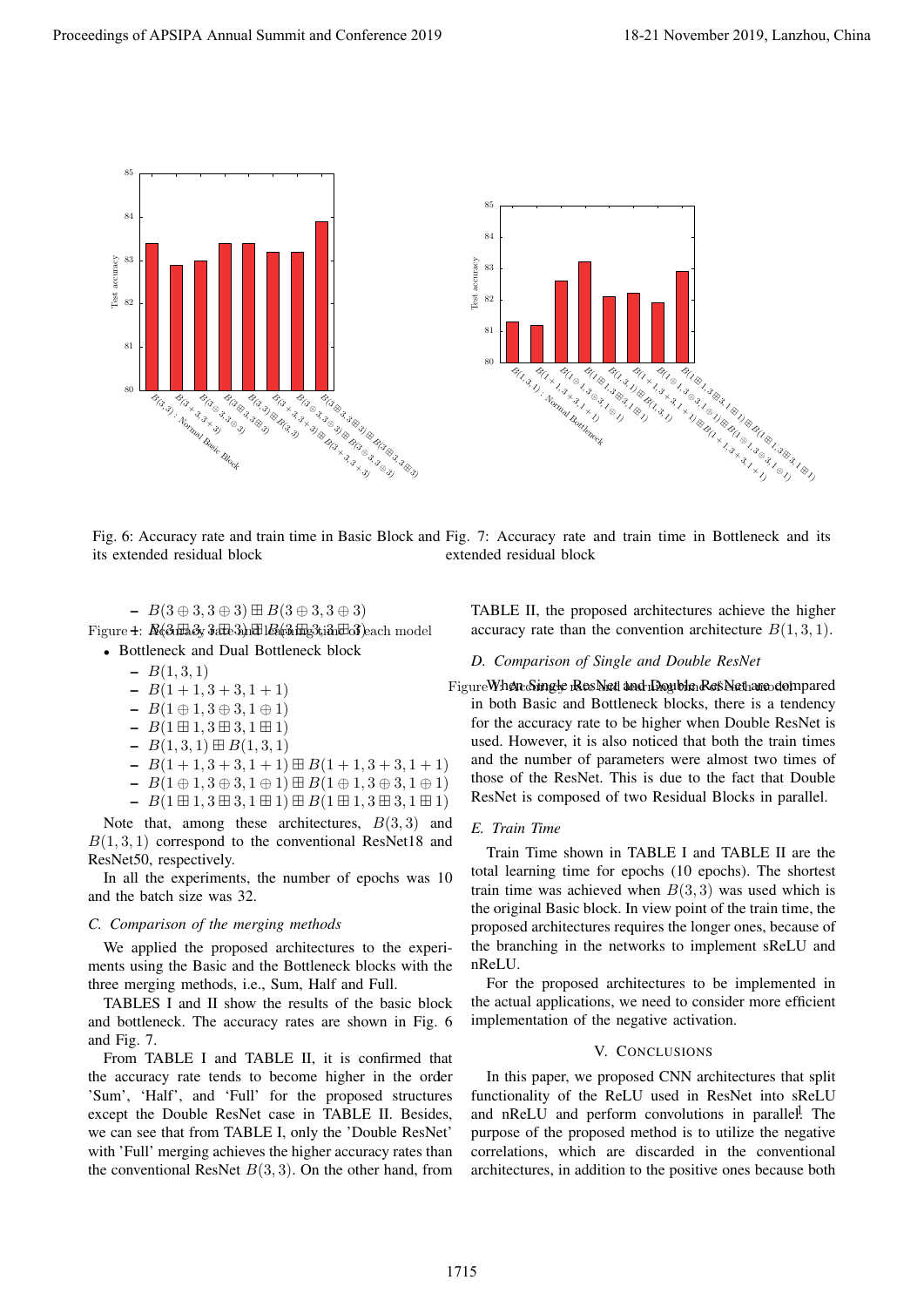Fig. 6: Accuracy rate and train time in Basic Block and its extended residual block

Fig. 7: Accuracy rate and train time in Bottleneck and its extended residual block

- $B(3 \oplus 3, 3 \oplus 3) \boxplus B(3 \oplus 3, 3 \oplus 3)$
- $B(3 \boxplus 3, 3 \boxplus 3) \boxplus B(3 \boxplus 3, 3 \boxplus 3)$

Figure 1: Accuracy rate and learning time of each model

- Bottleneck and Dual Bottleneck block
  - $B(1, 3, 1)$
  - $B(1 + 1, 3 + 3, 1 + 1)$
  - $B(1 \oplus 1, 3 \oplus 3, 1 \oplus 1)$
  - $B(1 \boxplus 1, 3 \boxplus 3, 1 \boxplus 1)$
  - $B(1, 3, 1) \boxplus B(1, 3, 1)$
  - $B(1 + 1, 3 + 3, 1 + 1) \boxplus B(1 + 1, 3 + 3, 1 + 1)$
  - $B(1 \oplus 1, 3 \oplus 3, 1 \oplus 1) \boxplus B(1 \oplus 1, 3 \oplus 3, 1 \oplus 1)$
  - $B(1 \boxplus 1, 3 \boxplus 3, 1 \boxplus 1) \boxplus B(1 \boxplus 1, 3 \boxplus 3, 1 \boxplus 1)$

Note that, among these architectures, $B(3, 3)$ and $B(1, 3, 1)$ correspond to the conventional ResNet18 and ResNet50, respectively.

In all the experiments, the number of epochs was 10 and the batch size was 32.

### C. Comparison of the merging methods

We applied the proposed architectures to the experiments using the Basic and the Bottleneck blocks with the three merging methods, i.e., Sum, Half and Full.

TABLES I and II show the results of the basic block and bottleneck. The accuracy rates are shown in Fig. 6 and Fig. 7.

From TABLE I and TABLE II, it is confirmed that the accuracy rate tends to become higher in the order 'Sum', 'Half', and 'Full' for the proposed structures except the Double ResNet case in TABLE II. Besides, we can see that from TABLE I, only the 'Double ResNet' with 'Full' merging achieves the higher accuracy rates than the conventional ResNet $B(3, 3)$. On the other hand, from TABLE II, the proposed architectures achieve the higher accuracy rate than the convention architecture $B(1, 3, 1)$.

### D. Comparison of Single and Double ResNet

Figure 2: Accuracy rate and learning time of each model

When Single ResNet and Double ResNet are compared in both Basic and Bottleneck blocks, there is a tendency for the accuracy rate to be higher when Double ResNet is used. However, it is also noticed that both the train times and the number of parameters were almost two times of those of the ResNet. This is due to the fact that Double ResNet is composed of two Residual Blocks in parallel.

### E. Train Time

Train Time shown in TABLE I and TABLE II are the total learning time for epochs (10 epochs). The shortest train time was achieved when $B(3, 3)$ was used which is the original Basic block. In view point of the train time, the proposed architectures requires the longer ones, because of the branching in the networks to implement sReLU and nReLU.

For the proposed architectures to be implemented in the actual applications, we need to consider more efficient implementation of the negative activation.

## V. Conclusions

In this paper, we proposed CNN architectures that split functionality of the ReLU used in ResNet into sReLU and nReLU and perform convolutions in parallel[1]. The purpose of the proposed method is to utilize the negative correlations, which are discarded in the conventional architectures, in addition to the positive ones because both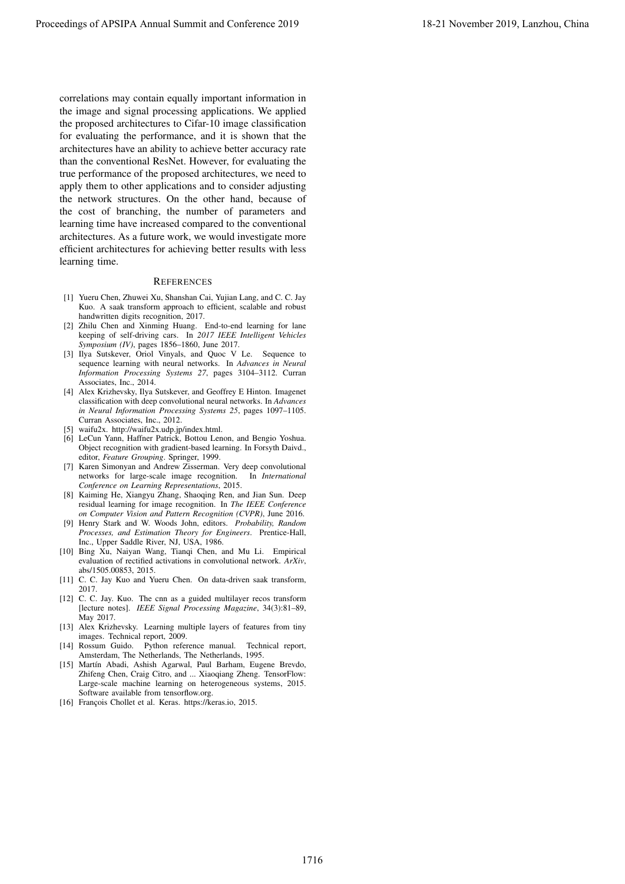correlations may contain equally important information in the image and signal processing applications. We applied the proposed architectures to Cifar-10 image classification for evaluating the performance, and it is shown that the architectures have an ability to achieve better accuracy rate than the conventional ResNet. However, for evaluating the true performance of the proposed architectures, we need to apply them to other applications and to consider adjusting the network structures. On the other hand, because of the cost of branching, the number of parameters and learning time have increased compared to the conventional architectures. As a future work, we would investigate more efficient architectures for achieving better results with less learning time.

## References

[1] Yueru Chen, Zhuwei Xu, Shanshan Cai, Yujian Lang, and C. C. Jay Kuo. A saak transform approach to efficient, scalable and robust handwritten digits recognition, 2017.

[2] Zhilu Chen and Xinming Huang. End-to-end learning for lane keeping of self-driving cars. In *2017 IEEE Intelligent Vehicles Symposium (IV)*, pages 1856–1860, June 2017.

[3] Ilya Sutskever, Oriol Vinyals, and Quoc V Le. Sequence to sequence learning with neural networks. In *Advances in Neural Information Processing Systems 27*, pages 3104–3112. Curran Associates, Inc., 2014.

[4] Alex Krizhevsky, Ilya Sutskever, and Geoffrey E Hinton. Imagenet classification with deep convolutional neural networks. In *Advances in Neural Information Processing Systems 25*, pages 1097–1105. Curran Associates, Inc., 2012.

[5] waifu2x. http://waifu2x.udp.jp/index.html.

[6] LeCun Yann, Haffner Patrick, Bottou Lenon, and Bengio Yoshua. Object recognition with gradient-based learning. In Forsyth Daivd., editor, *Feature Grouping*. Springer, 1999.

[7] Karen Simonyan and Andrew Zisserman. Very deep convolutional networks for large-scale image recognition. In *International Conference on Learning Representations*, 2015.

[8] Kaiming He, Xiangyu Zhang, Shaoqing Ren, and Jian Sun. Deep residual learning for image recognition. In *The IEEE Conference on Computer Vision and Pattern Recognition (CVPR)*, June 2016.

[9] Henry Stark and W. Woods John, editors. *Probability, Random Processes, and Estimation Theory for Engineers*. Prentice-Hall, Inc., Upper Saddle River, NJ, USA, 1986.

[10] Bing Xu, Naiyan Wang, Tianqi Chen, and Mu Li. Empirical evaluation of rectified activations in convolutional network. *ArXiv*, abs/1505.00853, 2015.

[11] C. C. Jay Kuo and Yueru Chen. On data-driven saak transform, 2017.

[12] C. C. Jay. Kuo. The cnn as a guided multilayer recos transform [lecture notes]. *IEEE Signal Processing Magazine*, 34(3):81–89, May 2017.

[13] Alex Krizhevsky. Learning multiple layers of features from tiny images. Technical report, 2009.

[14] Rossum Guido. Python reference manual. Technical report, Amsterdam, The Netherlands, The Netherlands, 1995.

[15] Martín Abadi, Ashish Agarwal, Paul Barham, Eugene Brevdo, Zhifeng Chen, Craig Citro, and ... Xiaoqiang Zheng. TensorFlow: Large-scale machine learning on heterogeneous systems, 2015. Software available from tensorflow.org.

[16] François Chollet et al. Keras. https://keras.io, 2015.